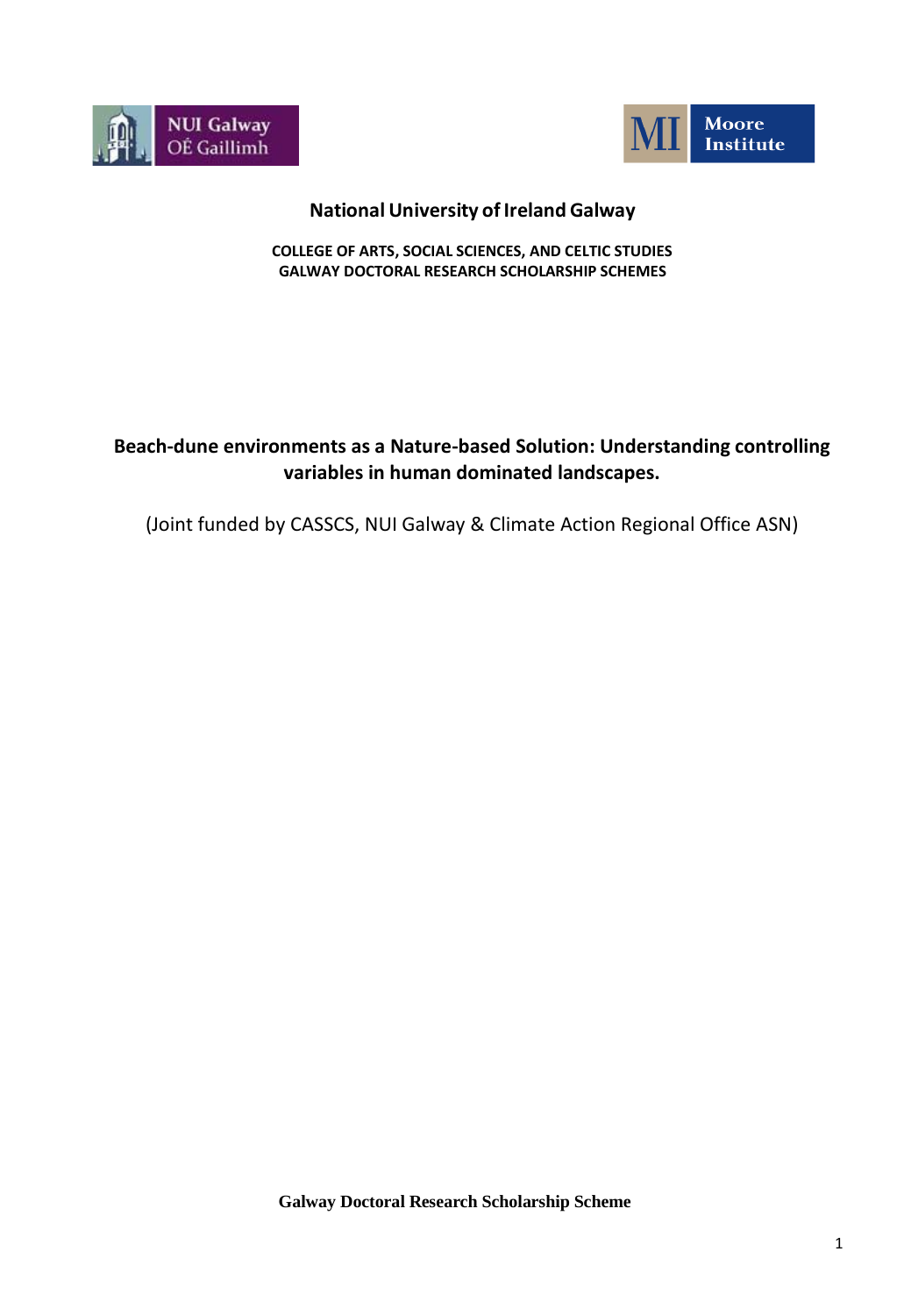NUI Galway
OÉ Gaillimh

Moore Institute

# National University of Ireland Galway

**COLLEGE OF ARTS, SOCIAL SCIENCES, AND CELTIC STUDIES**
**GALWAY DOCTORAL RESEARCH SCHOLARSHIP SCHEMES**

## Beach-dune environments as a Nature-based Solution: Understanding controlling variables in human dominated landscapes.

(Joint funded by CASSCS, NUI Galway & Climate Action Regional Office ASN)

**Galway Doctoral Research Scholarship Scheme**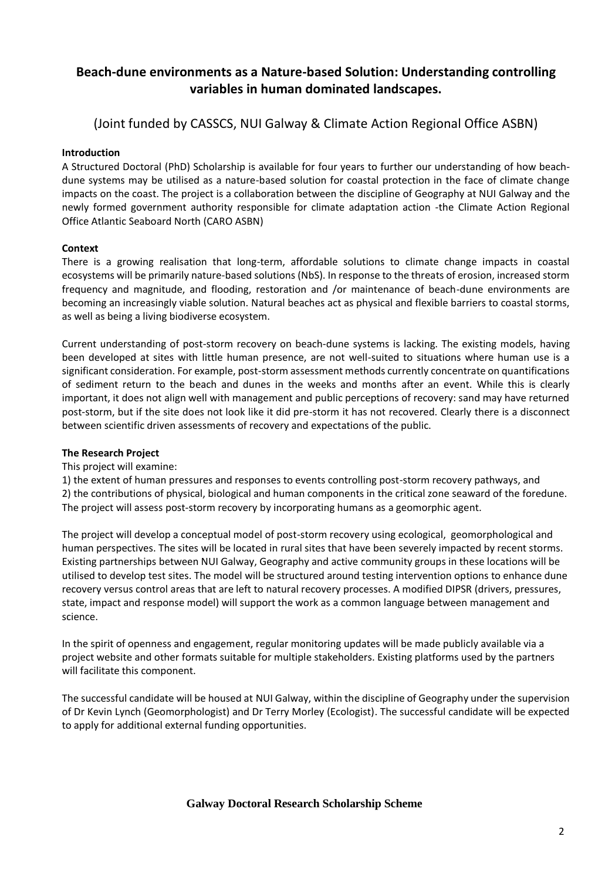## Beach-dune environments as a Nature-based Solution: Understanding controlling variables in human dominated landscapes.

(Joint funded by CASSCS, NUI Galway & Climate Action Regional Office ASBN)

**Introduction**

A Structured Doctoral (PhD) Scholarship is available for four years to further our understanding of how beach-dune systems may be utilised as a nature-based solution for coastal protection in the face of climate change impacts on the coast. The project is a collaboration between the discipline of Geography at NUI Galway and the newly formed government authority responsible for climate adaptation action -the Climate Action Regional Office Atlantic Seaboard North (CARO ASBN)

**Context**

There is a growing realisation that long-term, affordable solutions to climate change impacts in coastal ecosystems will be primarily nature-based solutions (NbS). In response to the threats of erosion, increased storm frequency and magnitude, and flooding, restoration and /or maintenance of beach-dune environments are becoming an increasingly viable solution. Natural beaches act as physical and flexible barriers to coastal storms, as well as being a living biodiverse ecosystem.

Current understanding of post-storm recovery on beach-dune systems is lacking. The existing models, having been developed at sites with little human presence, are not well-suited to situations where human use is a significant consideration. For example, post-storm assessment methods currently concentrate on quantifications of sediment return to the beach and dunes in the weeks and months after an event. While this is clearly important, it does not align well with management and public perceptions of recovery: sand may have returned post-storm, but if the site does not look like it did pre-storm it has not recovered. Clearly there is a disconnect between scientific driven assessments of recovery and expectations of the public.

**The Research Project**

This project will examine:

1) the extent of human pressures and responses to events controlling post-storm recovery pathways, and
2) the contributions of physical, biological and human components in the critical zone seaward of the foredune.
The project will assess post-storm recovery by incorporating humans as a geomorphic agent.

The project will develop a conceptual model of post-storm recovery using ecological, geomorphological and human perspectives. The sites will be located in rural sites that have been severely impacted by recent storms. Existing partnerships between NUI Galway, Geography and active community groups in these locations will be utilised to develop test sites. The model will be structured around testing intervention options to enhance dune recovery versus control areas that are left to natural recovery processes. A modified DIPSR (drivers, pressures, state, impact and response model) will support the work as a common language between management and science.

In the spirit of openness and engagement, regular monitoring updates will be made publicly available via a project website and other formats suitable for multiple stakeholders. Existing platforms used by the partners will facilitate this component.

The successful candidate will be housed at NUI Galway, within the discipline of Geography under the supervision of Dr Kevin Lynch (Geomorphologist) and Dr Terry Morley (Ecologist). The successful candidate will be expected to apply for additional external funding opportunities.

**Galway Doctoral Research Scholarship Scheme**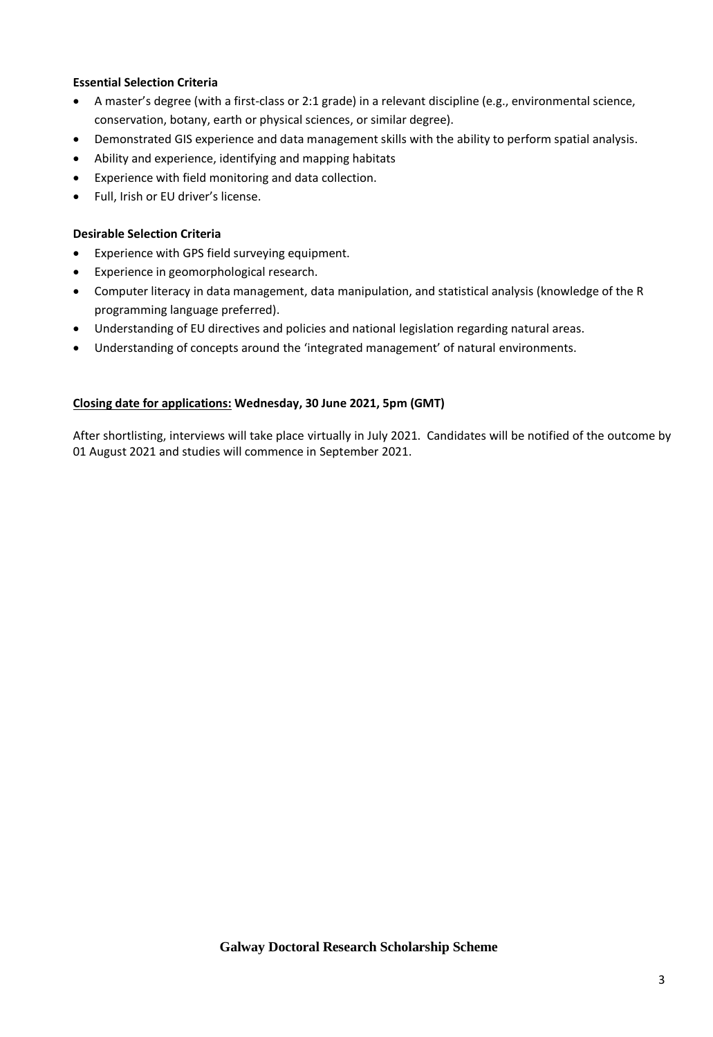**Essential Selection Criteria**

- A master's degree (with a first-class or 2:1 grade) in a relevant discipline (e.g., environmental science, conservation, botany, earth or physical sciences, or similar degree).
- Demonstrated GIS experience and data management skills with the ability to perform spatial analysis.
- Ability and experience, identifying and mapping habitats
- Experience with field monitoring and data collection.
- Full, Irish or EU driver's license.

**Desirable Selection Criteria**

- Experience with GPS field surveying equipment.
- Experience in geomorphological research.
- Computer literacy in data management, data manipulation, and statistical analysis (knowledge of the R programming language preferred).
- Understanding of EU directives and policies and national legislation regarding natural areas.
- Understanding of concepts around the 'integrated management' of natural environments.

**Closing date for applications: Wednesday, 30 June 2021, 5pm (GMT)**

After shortlisting, interviews will take place virtually in July 2021. Candidates will be notified of the outcome by 01 August 2021 and studies will commence in September 2021.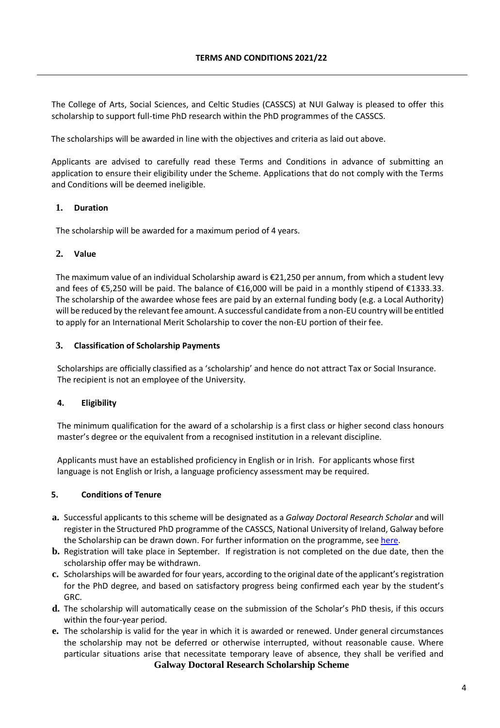## TERMS AND CONDITIONS 2021/22

The College of Arts, Social Sciences, and Celtic Studies (CASSCS) at NUI Galway is pleased to offer this scholarship to support full-time PhD research within the PhD programmes of the CASSCS.

The scholarships will be awarded in line with the objectives and criteria as laid out above.

Applicants are advised to carefully read these Terms and Conditions in advance of submitting an application to ensure their eligibility under the Scheme. Applications that do not comply with the Terms and Conditions will be deemed ineligible.

### 1. Duration

The scholarship will be awarded for a maximum period of 4 years.

### 2. Value

The maximum value of an individual Scholarship award is €21,250 per annum, from which a student levy and fees of €5,250 will be paid. The balance of €16,000 will be paid in a monthly stipend of €1333.33. The scholarship of the awardee whose fees are paid by an external funding body (e.g. a Local Authority) will be reduced by the relevant fee amount. A successful candidate from a non-EU country will be entitled to apply for an International Merit Scholarship to cover the non-EU portion of their fee.

### 3. Classification of Scholarship Payments

Scholarships are officially classified as a 'scholarship' and hence do not attract Tax or Social Insurance. The recipient is not an employee of the University.

### 4. Eligibility

The minimum qualification for the award of a scholarship is a first class or higher second class honours master's degree or the equivalent from a recognised institution in a relevant discipline.

Applicants must have an established proficiency in English or in Irish. For applicants whose first language is not English or Irish, a language proficiency assessment may be required.

### 5. Conditions of Tenure

**a.** Successful applicants to this scheme will be designated as a *Galway Doctoral Research Scholar* and will register in the Structured PhD programme of the CASSCS, National University of Ireland, Galway before the Scholarship can be drawn down. For further information on the programme, see here.

**b.** Registration will take place in September. If registration is not completed on the due date, then the scholarship offer may be withdrawn.

**c.** Scholarships will be awarded for four years, according to the original date of the applicant's registration for the PhD degree, and based on satisfactory progress being confirmed each year by the student's GRC.

**d.** The scholarship will automatically cease on the submission of the Scholar's PhD thesis, if this occurs within the four-year period.

**e.** The scholarship is valid for the year in which it is awarded or renewed. Under general circumstances the scholarship may not be deferred or otherwise interrupted, without reasonable cause. Where particular situations arise that necessitate temporary leave of absence, they shall be verified and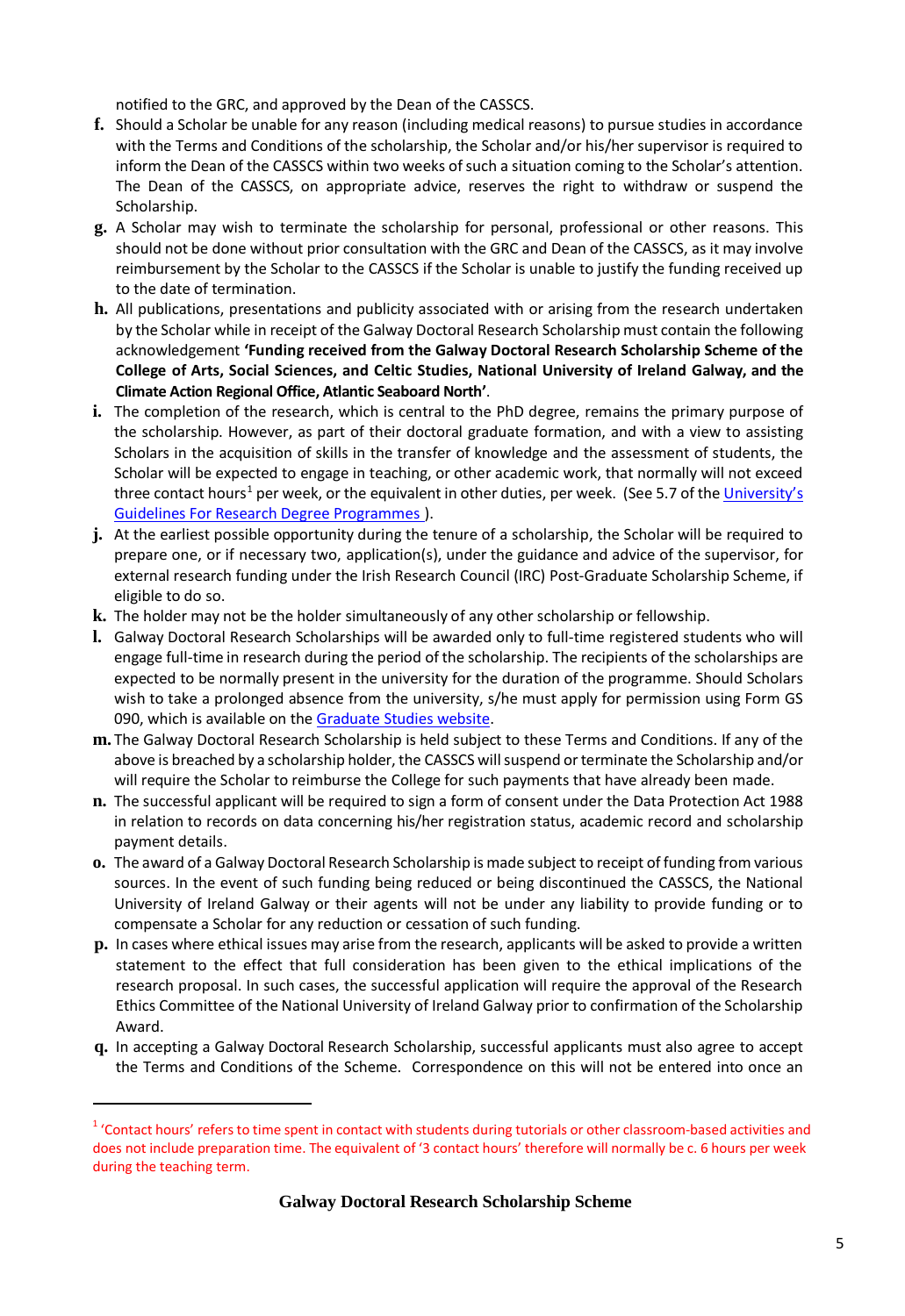notified to the GRC, and approved by the Dean of the CASSCS.

**f.** Should a Scholar be unable for any reason (including medical reasons) to pursue studies in accordance with the Terms and Conditions of the scholarship, the Scholar and/or his/her supervisor is required to inform the Dean of the CASSCS within two weeks of such a situation coming to the Scholar's attention. The Dean of the CASSCS, on appropriate advice, reserves the right to withdraw or suspend the Scholarship.

**g.** A Scholar may wish to terminate the scholarship for personal, professional or other reasons. This should not be done without prior consultation with the GRC and Dean of the CASSCS, as it may involve reimbursement by the Scholar to the CASSCS if the Scholar is unable to justify the funding received up to the date of termination.

**h.** All publications, presentations and publicity associated with or arising from the research undertaken by the Scholar while in receipt of the Galway Doctoral Research Scholarship must contain the following acknowledgement **'Funding received from the Galway Doctoral Research Scholarship Scheme of the College of Arts, Social Sciences, and Celtic Studies, National University of Ireland Galway, and the Climate Action Regional Office, Atlantic Seaboard North'**.

**i.** The completion of the research, which is central to the PhD degree, remains the primary purpose of the scholarship. However, as part of their doctoral graduate formation, and with a view to assisting Scholars in the acquisition of skills in the transfer of knowledge and the assessment of students, the Scholar will be expected to engage in teaching, or other academic work, that normally will not exceed three contact hours[1] per week, or the equivalent in other duties, per week. (See 5.7 of the [University's Guidelines For Research Degree Programmes](#) ).

**j.** At the earliest possible opportunity during the tenure of a scholarship, the Scholar will be required to prepare one, or if necessary two, application(s), under the guidance and advice of the supervisor, for external research funding under the Irish Research Council (IRC) Post-Graduate Scholarship Scheme, if eligible to do so.

**k.** The holder may not be the holder simultaneously of any other scholarship or fellowship.

**l.** Galway Doctoral Research Scholarships will be awarded only to full-time registered students who will engage full-time in research during the period of the scholarship. The recipients of the scholarships are expected to be normally present in the university for the duration of the programme. Should Scholars wish to take a prolonged absence from the university, s/he must apply for permission using Form GS 090, which is available on the [Graduate Studies website](#).

**m.** The Galway Doctoral Research Scholarship is held subject to these Terms and Conditions. If any of the above is breached by a scholarship holder, the CASSCS will suspend or terminate the Scholarship and/or will require the Scholar to reimburse the College for such payments that have already been made.

**n.** The successful applicant will be required to sign a form of consent under the Data Protection Act 1988 in relation to records on data concerning his/her registration status, academic record and scholarship payment details.

**o.** The award of a Galway Doctoral Research Scholarship is made subject to receipt of funding from various sources. In the event of such funding being reduced or being discontinued the CASSCS, the National University of Ireland Galway or their agents will not be under any liability to provide funding or to compensate a Scholar for any reduction or cessation of such funding.

**p.** In cases where ethical issues may arise from the research, applicants will be asked to provide a written statement to the effect that full consideration has been given to the ethical implications of the research proposal. In such cases, the successful application will require the approval of the Research Ethics Committee of the National University of Ireland Galway prior to confirmation of the Scholarship Award.

**q.** In accepting a Galway Doctoral Research Scholarship, successful applicants must also agree to accept the Terms and Conditions of the Scheme. Correspondence on this will not be entered into once an

---

[1] 'Contact hours' refers to time spent in contact with students during tutorials or other classroom-based activities and does not include preparation time. The equivalent of '3 contact hours' therefore will normally be c. 6 hours per week during the teaching term.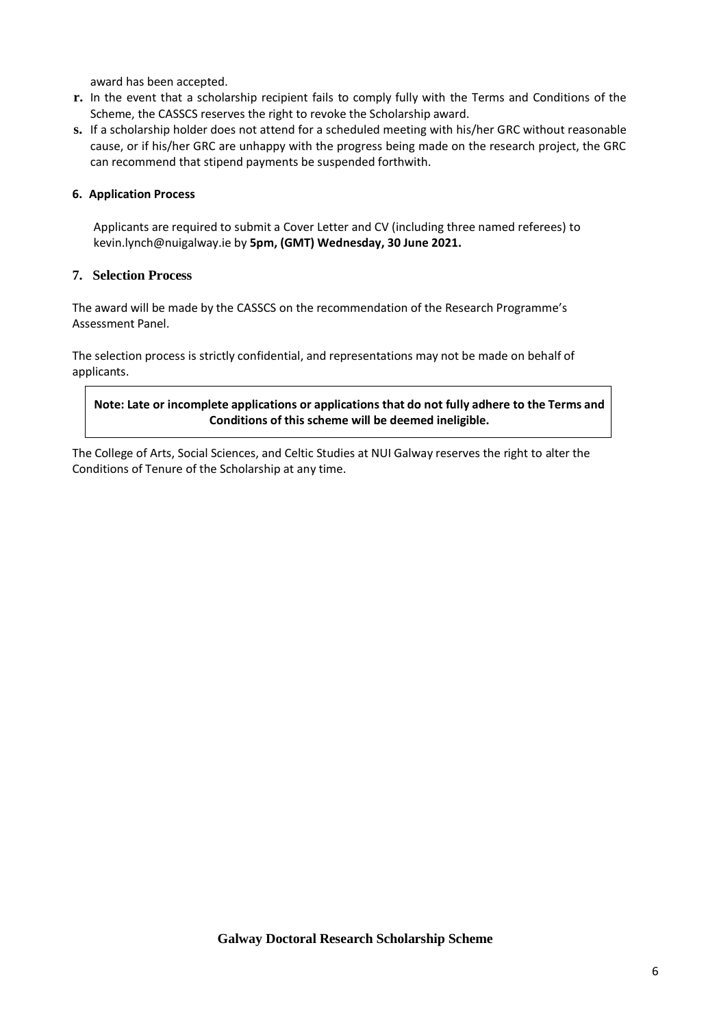award has been accepted.

r. In the event that a scholarship recipient fails to comply fully with the Terms and Conditions of the Scheme, the CASSCS reserves the right to revoke the Scholarship award.
s. If a scholarship holder does not attend for a scheduled meeting with his/her GRC without reasonable cause, or if his/her GRC are unhappy with the progress being made on the research project, the GRC can recommend that stipend payments be suspended forthwith.

#### 6. Application Process

Applicants are required to submit a Cover Letter and CV (including three named referees) to kevin.lynch@nuigalway.ie by **5pm, (GMT) Wednesday, 30 June 2021.**

#### 7. Selection Process

The award will be made by the CASSCS on the recommendation of the Research Programme's Assessment Panel.

The selection process is strictly confidential, and representations may not be made on behalf of applicants.

**Note: Late or incomplete applications or applications that do not fully adhere to the Terms and Conditions of this scheme will be deemed ineligible.**

The College of Arts, Social Sciences, and Celtic Studies at NUI Galway reserves the right to alter the Conditions of Tenure of the Scholarship at any time.